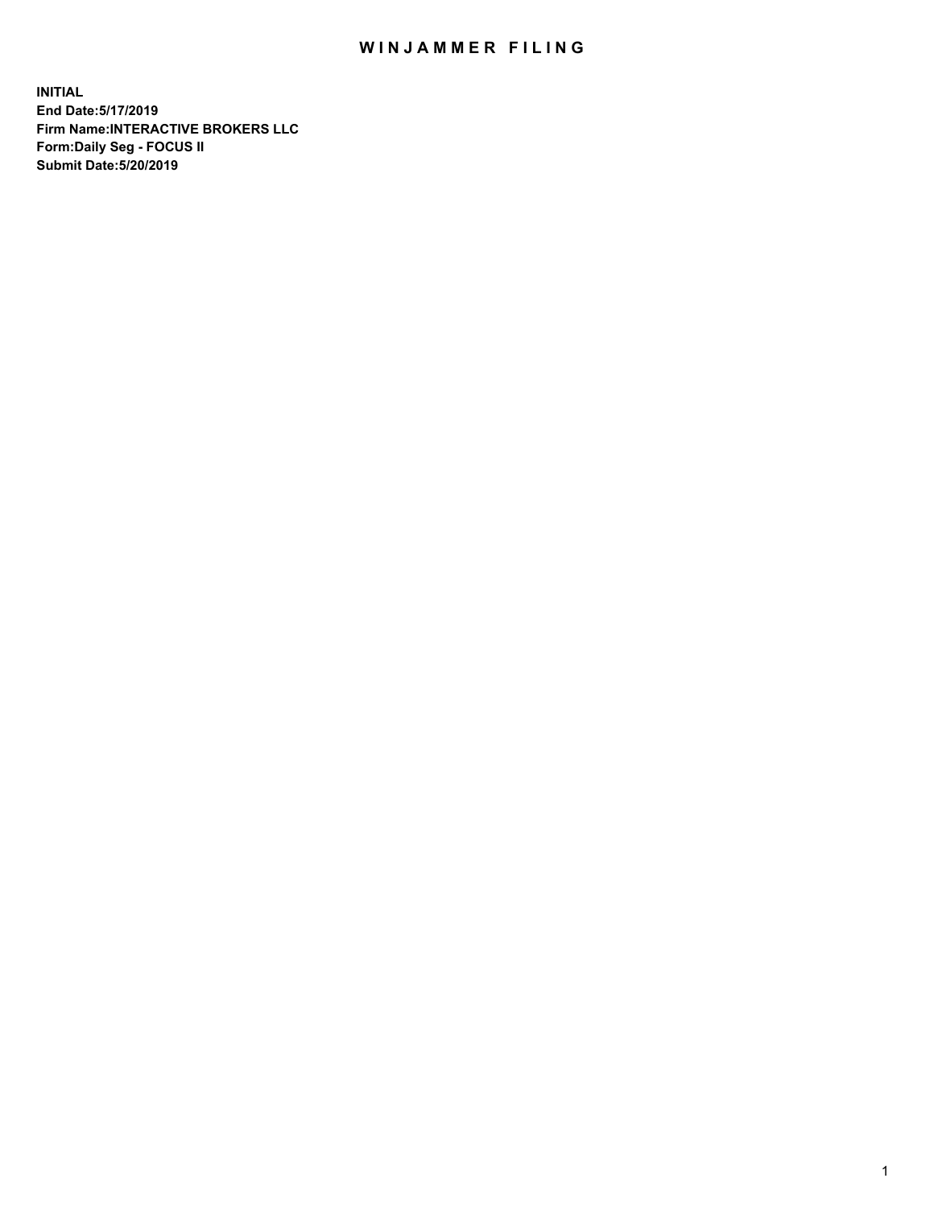# WINJAMMER FILING

**INITIAL**
**End Date:5/17/2019**
**Firm Name:INTERACTIVE BROKERS LLC**
**Form:Daily Seg - FOCUS II**
**Submit Date:5/20/2019**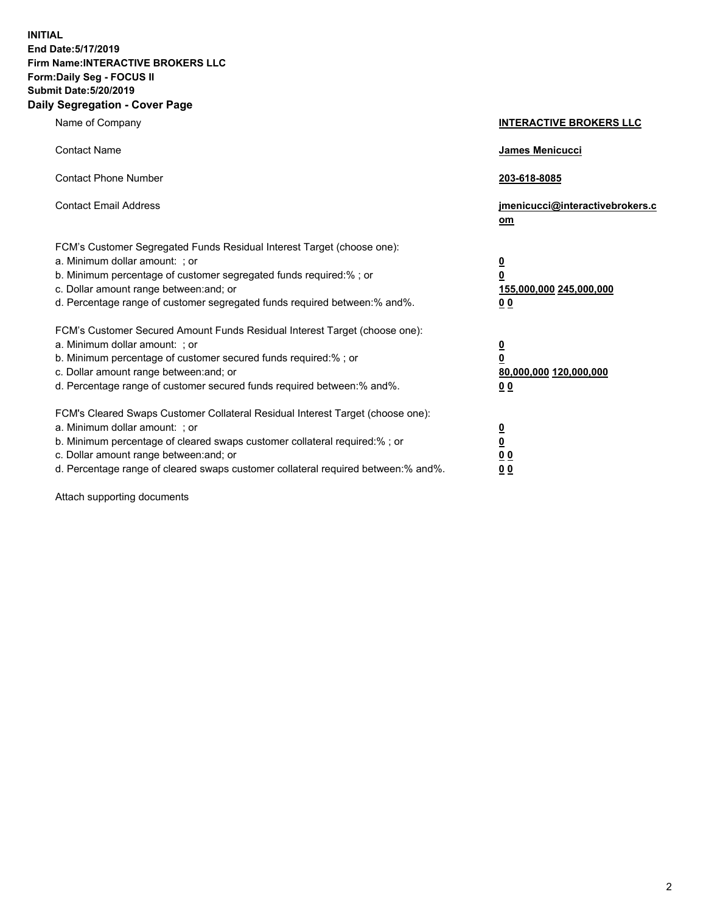**INITIAL**
**End Date:5/17/2019**
**Firm Name:INTERACTIVE BROKERS LLC**
**Form:Daily Seg - FOCUS II**
**Submit Date:5/20/2019**

## Daily Segregation - Cover Page

| | |
|---|---|
| Name of Company | **INTERACTIVE BROKERS LLC** |
| Contact Name | **James Menicucci** |
| Contact Phone Number | **203-618-8085** |
| Contact Email Address | **jmenicucci@interactivebrokers.com** |

FCM's Customer Segregated Funds Residual Interest Target (choose one):

| | |
|---|---|
| a. Minimum dollar amount: ; or | **0** |
| b. Minimum percentage of customer segregated funds required:% ; or | **0** |
| c. Dollar amount range between:and; or | **155,000,000 245,000,000** |
| d. Percentage range of customer segregated funds required between:% and%. | **0 0** |

FCM's Customer Secured Amount Funds Residual Interest Target (choose one):

| | |
|---|---|
| a. Minimum dollar amount: ; or | **0** |
| b. Minimum percentage of customer secured funds required:% ; or | **0** |
| c. Dollar amount range between:and; or | **80,000,000 120,000,000** |
| d. Percentage range of customer secured funds required between:% and%. | **0 0** |

FCM's Cleared Swaps Customer Collateral Residual Interest Target (choose one):

| | |
|---|---|
| a. Minimum dollar amount: ; or | **0** |
| b. Minimum percentage of cleared swaps customer collateral required:% ; or | **0** |
| c. Dollar amount range between:and; or | **0 0** |
| d. Percentage range of cleared swaps customer collateral required between:% and%. | **0 0** |

Attach supporting documents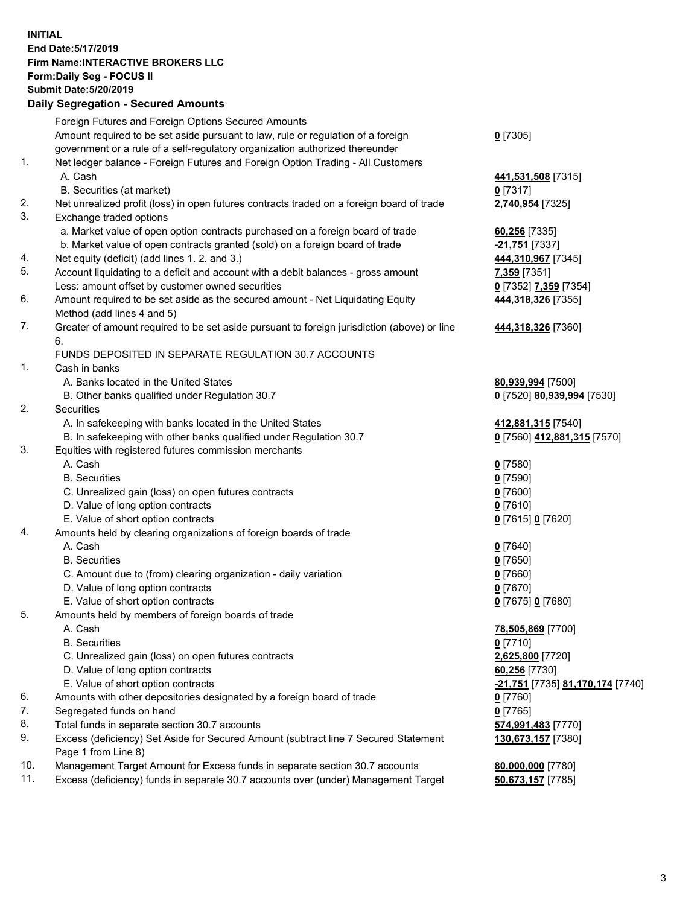**INITIAL**
**End Date:5/17/2019**
**Firm Name:INTERACTIVE BROKERS LLC**
**Form:Daily Seg - FOCUS II**
**Submit Date:5/20/2019**
**Daily Segregation - Secured Amounts**

| | | |
|---|---|---|
| | Foreign Futures and Foreign Options Secured Amounts | |
| | Amount required to be set aside pursuant to law, rule or regulation of a foreign government or a rule of a self-regulatory organization authorized thereunder | **0** [7305] |
| 1. | Net ledger balance - Foreign Futures and Foreign Option Trading - All Customers | |
| | A. Cash | **441,531,508** [7315] |
| | B. Securities (at market) | **0** [7317] |
| 2. | Net unrealized profit (loss) in open futures contracts traded on a foreign board of trade | **2,740,954** [7325] |
| 3. | Exchange traded options | |
| | a. Market value of open option contracts purchased on a foreign board of trade | **60,256** [7335] |
| | b. Market value of open contracts granted (sold) on a foreign board of trade | **-21,751** [7337] |
| 4. | Net equity (deficit) (add lines 1. 2. and 3.) | **444,310,967** [7345] |
| 5. | Account liquidating to a deficit and account with a debit balances - gross amount | **7,359** [7351] |
| | Less: amount offset by customer owned securities | **0** [7352] **7,359** [7354] |
| 6. | Amount required to be set aside as the secured amount - Net Liquidating Equity Method (add lines 4 and 5) | **444,318,326** [7355] |
| 7. | Greater of amount required to be set aside pursuant to foreign jurisdiction (above) or line 6. | **444,318,326** [7360] |
| | FUNDS DEPOSITED IN SEPARATE REGULATION 30.7 ACCOUNTS | |
| 1. | Cash in banks | |
| | A. Banks located in the United States | **80,939,994** [7500] |
| | B. Other banks qualified under Regulation 30.7 | **0** [7520] **80,939,994** [7530] |
| 2. | Securities | |
| | A. In safekeeping with banks located in the United States | **412,881,315** [7540] |
| | B. In safekeeping with other banks qualified under Regulation 30.7 | **0** [7560] **412,881,315** [7570] |
| 3. | Equities with registered futures commission merchants | |
| | A. Cash | **0** [7580] |
| | B. Securities | **0** [7590] |
| | C. Unrealized gain (loss) on open futures contracts | **0** [7600] |
| | D. Value of long option contracts | **0** [7610] |
| | E. Value of short option contracts | **0** [7615] **0** [7620] |
| 4. | Amounts held by clearing organizations of foreign boards of trade | |
| | A. Cash | **0** [7640] |
| | B. Securities | **0** [7650] |
| | C. Amount due to (from) clearing organization - daily variation | **0** [7660] |
| | D. Value of long option contracts | **0** [7670] |
| | E. Value of short option contracts | **0** [7675] **0** [7680] |
| 5. | Amounts held by members of foreign boards of trade | |
| | A. Cash | **78,505,869** [7700] |
| | B. Securities | **0** [7710] |
| | C. Unrealized gain (loss) on open futures contracts | **2,625,800** [7720] |
| | D. Value of long option contracts | **60,256** [7730] |
| | E. Value of short option contracts | **-21,751** [7735] **81,170,174** [7740] |
| 6. | Amounts with other depositories designated by a foreign board of trade | **0** [7760] |
| 7. | Segregated funds on hand | **0** [7765] |
| 8. | Total funds in separate section 30.7 accounts | **574,991,483** [7770] |
| 9. | Excess (deficiency) Set Aside for Secured Amount (subtract line 7 Secured Statement Page 1 from Line 8) | **130,673,157** [7380] |
| 10. | Management Target Amount for Excess funds in separate section 30.7 accounts | **80,000,000** [7780] |
| 11. | Excess (deficiency) funds in separate 30.7 accounts over (under) Management Target | **50,673,157** [7785] |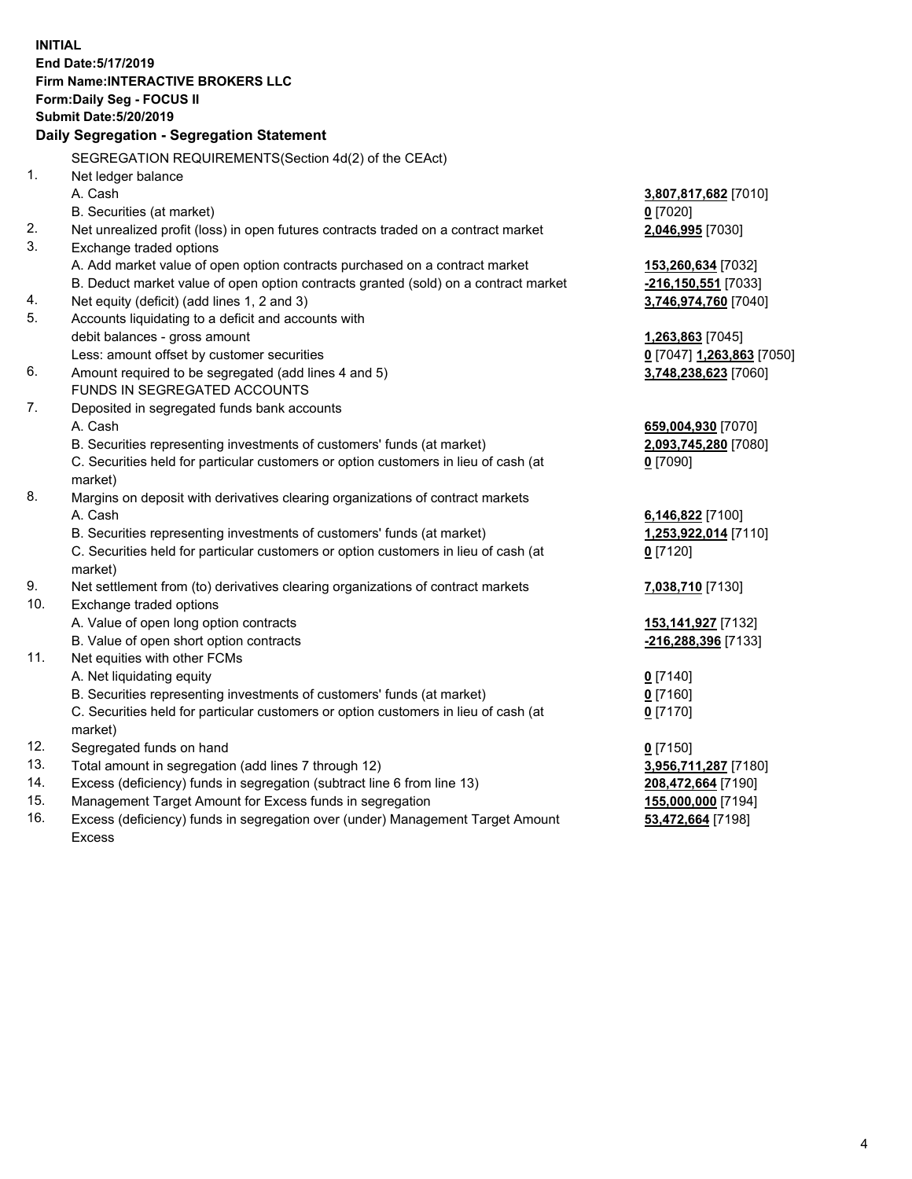**INITIAL**
**End Date:5/17/2019**
**Firm Name:INTERACTIVE BROKERS LLC**
**Form:Daily Seg - FOCUS II**
**Submit Date:5/20/2019**

## Daily Segregation - Segregation Statement

SEGREGATION REQUIREMENTS(Section 4d(2) of the CEAct)

| | | |
|---|---|---|
| 1. | Net ledger balance | |
| | A. Cash | **3,807,817,682** [7010] |
| | B. Securities (at market) | **0** [7020] |
| 2. | Net unrealized profit (loss) in open futures contracts traded on a contract market | **2,046,995** [7030] |
| 3. | Exchange traded options | |
| | A. Add market value of open option contracts purchased on a contract market | **153,260,634** [7032] |
| | B. Deduct market value of open option contracts granted (sold) on a contract market | **-216,150,551** [7033] |
| 4. | Net equity (deficit) (add lines 1, 2 and 3) | **3,746,974,760** [7040] |
| 5. | Accounts liquidating to a deficit and accounts with debit balances - gross amount | **1,263,863** [7045] |
| | Less: amount offset by customer securities | **0** [7047] **1,263,863** [7050] |
| 6. | Amount required to be segregated (add lines 4 and 5) | **3,748,238,623** [7060] |
| | FUNDS IN SEGREGATED ACCOUNTS | |
| 7. | Deposited in segregated funds bank accounts | |
| | A. Cash | **659,004,930** [7070] |
| | B. Securities representing investments of customers' funds (at market) | **2,093,745,280** [7080] |
| | C. Securities held for particular customers or option customers in lieu of cash (at market) | **0** [7090] |
| 8. | Margins on deposit with derivatives clearing organizations of contract markets | |
| | A. Cash | **6,146,822** [7100] |
| | B. Securities representing investments of customers' funds (at market) | **1,253,922,014** [7110] |
| | C. Securities held for particular customers or option customers in lieu of cash (at market) | **0** [7120] |
| 9. | Net settlement from (to) derivatives clearing organizations of contract markets | **7,038,710** [7130] |
| 10. | Exchange traded options | |
| | A. Value of open long option contracts | **153,141,927** [7132] |
| | B. Value of open short option contracts | **-216,288,396** [7133] |
| 11. | Net equities with other FCMs | |
| | A. Net liquidating equity | **0** [7140] |
| | B. Securities representing investments of customers' funds (at market) | **0** [7160] |
| | C. Securities held for particular customers or option customers in lieu of cash (at market) | **0** [7170] |
| 12. | Segregated funds on hand | **0** [7150] |
| 13. | Total amount in segregation (add lines 7 through 12) | **3,956,711,287** [7180] |
| 14. | Excess (deficiency) funds in segregation (subtract line 6 from line 13) | **208,472,664** [7190] |
| 15. | Management Target Amount for Excess funds in segregation | **155,000,000** [7194] |
| 16. | Excess (deficiency) funds in segregation over (under) Management Target Amount Excess | **53,472,664** [7198] |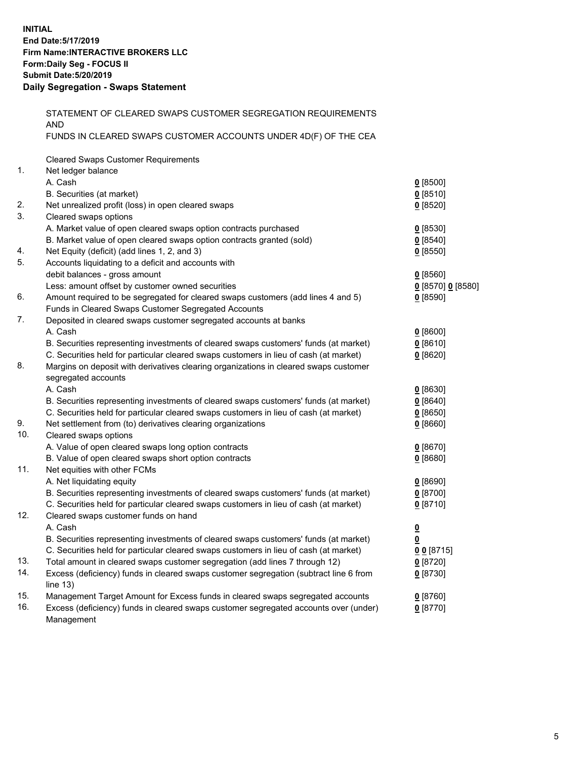**INITIAL**
**End Date:5/17/2019**
**Firm Name:INTERACTIVE BROKERS LLC**
**Form:Daily Seg - FOCUS II**
**Submit Date:5/20/2019**
**Daily Segregation - Swaps Statement**

STATEMENT OF CLEARED SWAPS CUSTOMER SEGREGATION REQUIREMENTS AND FUNDS IN CLEARED SWAPS CUSTOMER ACCOUNTS UNDER 4D(F) OF THE CEA

| | | |
|---|---|---|
| | Cleared Swaps Customer Requirements | |
| 1. | Net ledger balance | |
| | A. Cash | 0 [8500] |
| | B. Securities (at market) | 0 [8510] |
| 2. | Net unrealized profit (loss) in open cleared swaps | 0 [8520] |
| 3. | Cleared swaps options | |
| | A. Market value of open cleared swaps option contracts purchased | 0 [8530] |
| | B. Market value of open cleared swaps option contracts granted (sold) | 0 [8540] |
| 4. | Net Equity (deficit) (add lines 1, 2, and 3) | 0 [8550] |
| 5. | Accounts liquidating to a deficit and accounts with debit balances - gross amount | 0 [8560] |
| | Less: amount offset by customer owned securities | 0 [8570] 0 [8580] |
| 6. | Amount required to be segregated for cleared swaps customers (add lines 4 and 5) | 0 [8590] |
| | Funds in Cleared Swaps Customer Segregated Accounts | |
| 7. | Deposited in cleared swaps customer segregated accounts at banks | |
| | A. Cash | 0 [8600] |
| | B. Securities representing investments of cleared swaps customers' funds (at market) | 0 [8610] |
| | C. Securities held for particular cleared swaps customers in lieu of cash (at market) | 0 [8620] |
| 8. | Margins on deposit with derivatives clearing organizations in cleared swaps customer segregated accounts | |
| | A. Cash | 0 [8630] |
| | B. Securities representing investments of cleared swaps customers' funds (at market) | 0 [8640] |
| | C. Securities held for particular cleared swaps customers in lieu of cash (at market) | 0 [8650] |
| 9. | Net settlement from (to) derivatives clearing organizations | 0 [8660] |
| 10. | Cleared swaps options | |
| | A. Value of open cleared swaps long option contracts | 0 [8670] |
| | B. Value of open cleared swaps short option contracts | 0 [8680] |
| 11. | Net equities with other FCMs | |
| | A. Net liquidating equity | 0 [8690] |
| | B. Securities representing investments of cleared swaps customers' funds (at market) | 0 [8700] |
| | C. Securities held for particular cleared swaps customers in lieu of cash (at market) | 0 [8710] |
| 12. | Cleared swaps customer funds on hand | |
| | A. Cash | 0 |
| | B. Securities representing investments of cleared swaps customers' funds (at market) | 0 |
| | C. Securities held for particular cleared swaps customers in lieu of cash (at market) | 0 0 [8715] |
| 13. | Total amount in cleared swaps customer segregation (add lines 7 through 12) | 0 [8720] |
| 14. | Excess (deficiency) funds in cleared swaps customer segregation (subtract line 6 from line 13) | 0 [8730] |
| 15. | Management Target Amount for Excess funds in cleared swaps segregated accounts | 0 [8760] |
| 16. | Excess (deficiency) funds in cleared swaps customer segregated accounts over (under) Management | 0 [8770] |